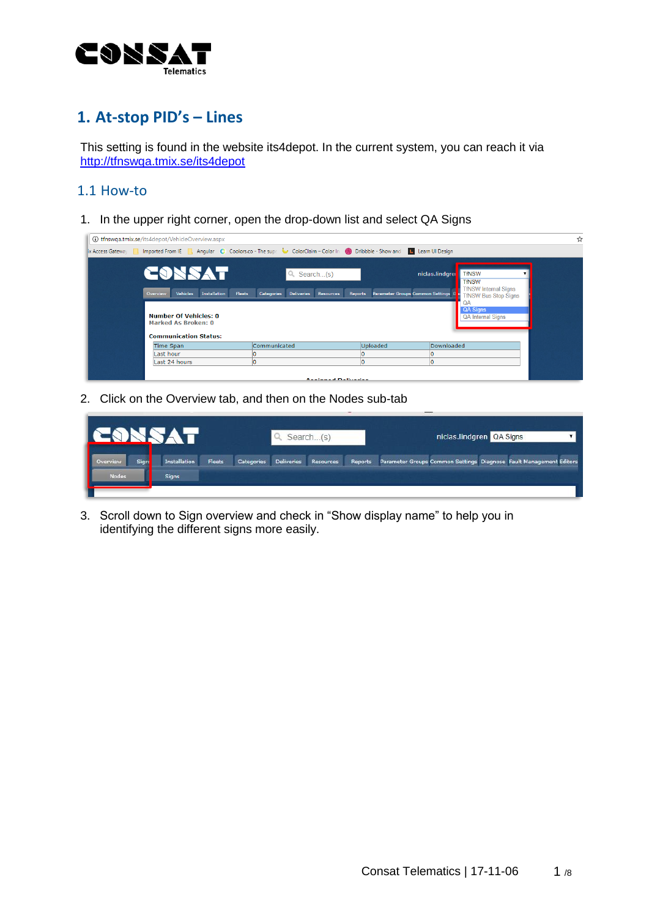# 1. At-stop PID's – Lines

This setting is found in the website its4depot. In the current system, you can reach it via http://tfnswqa.tmix.se/its4depot

## 1.1 How-to

1. In the upper right corner, open the drop-down list and select QA Signs
2. Click on the Overview tab, and then on the Nodes sub-tab
3. Scroll down to Sign overview and check in "Show display name" to help you in identifying the different signs more easily.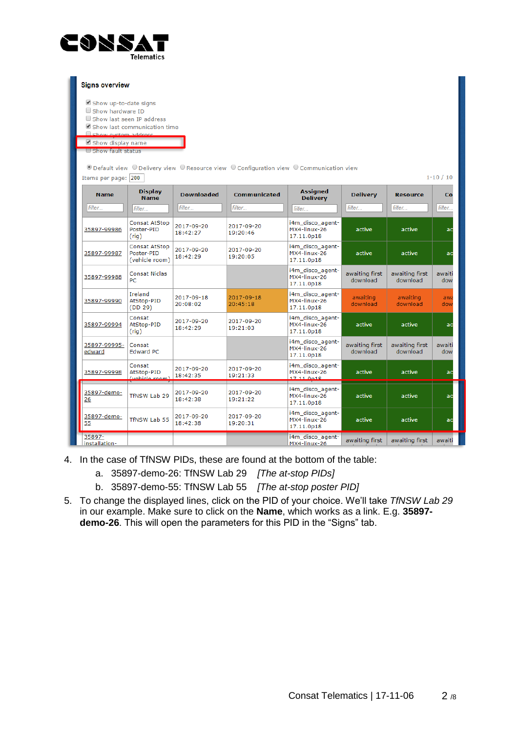4. In the case of TfNSW PIDs, these are found at the bottom of the table:
    a. 35897-demo-26: TfNSW Lab 29 *[The at-stop PIDs]*
    b. 35897-demo-55: TfNSW Lab 55 *[The at-stop poster PID]*
5. To change the displayed lines, click on the PID of your choice. We'll take *TfNSW Lab 29* in our example. Make sure to click on the **Name**, which works as a link. E.g. **35897-demo-26**. This will open the parameters for this PID in the "Signs" tab.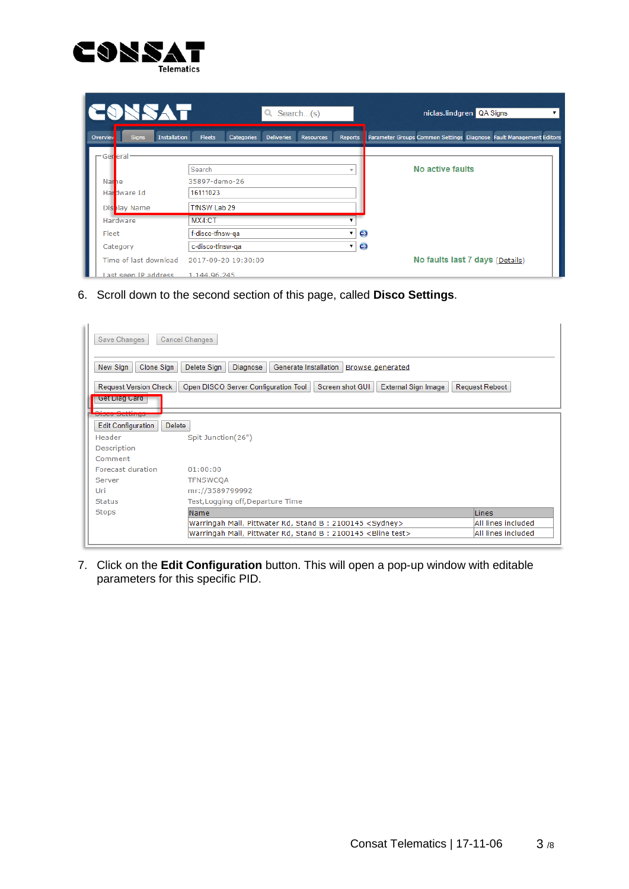6. Scroll down to the second section of this page, called **Disco Settings**.

7. Click on the **Edit Configuration** button. This will open a pop-up window with editable parameters for this specific PID.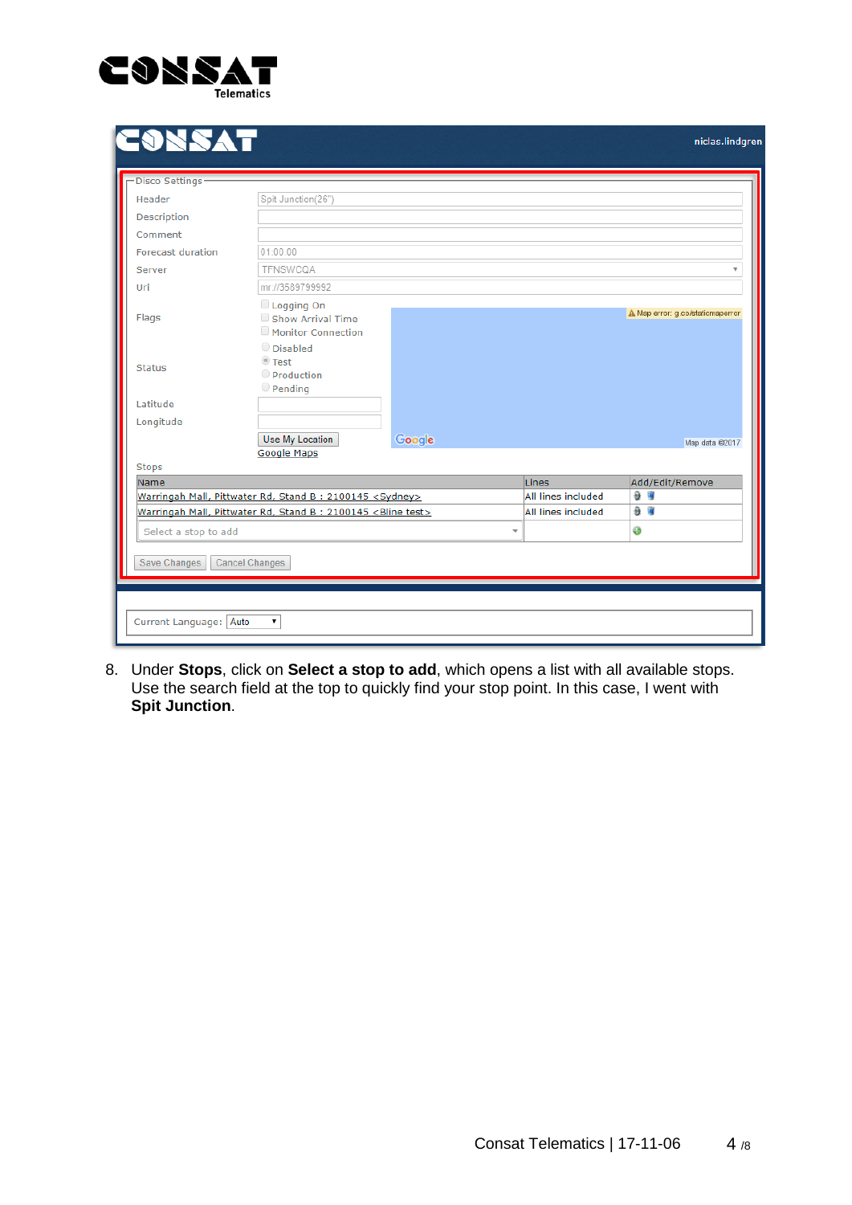8. Under **Stops**, click on **Select a stop to add**, which opens a list with all available stops. Use the search field at the top to quickly find your stop point. In this case, I went with **Spit Junction**.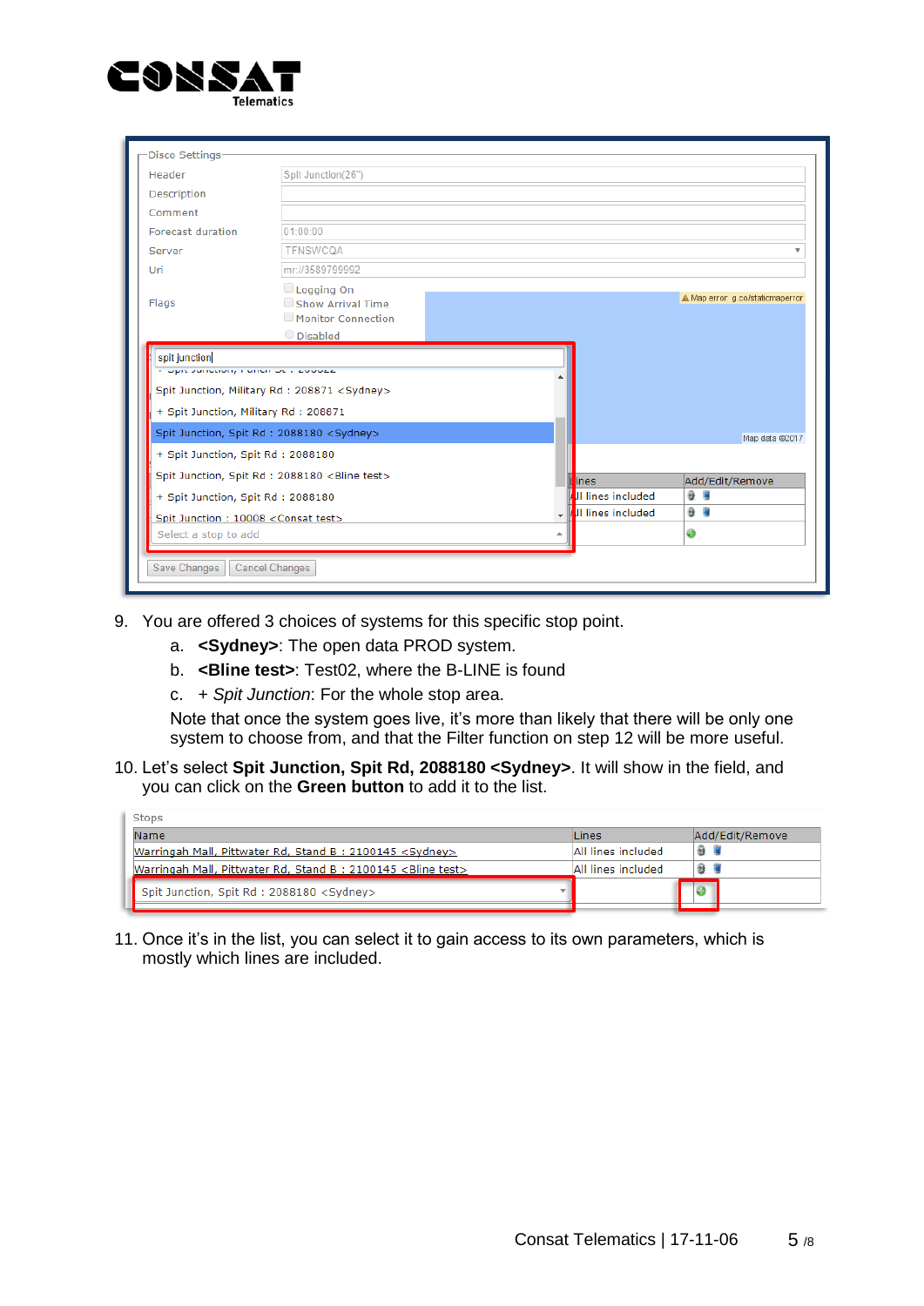9. You are offered 3 choices of systems for this specific stop point.
   a. **<Sydney>**: The open data PROD system.
   b. **<Bline test>**: Test02, where the B-LINE is found
   c. *+ Spit Junction*: For the whole stop area.

   Note that once the system goes live, it's more than likely that there will be only one system to choose from, and that the Filter function on step 12 will be more useful.

10. Let's select **Spit Junction, Spit Rd, 2088180 <Sydney>**. It will show in the field, and you can click on the **Green button** to add it to the list.

11. Once it's in the list, you can select it to gain access to its own parameters, which is mostly which lines are included.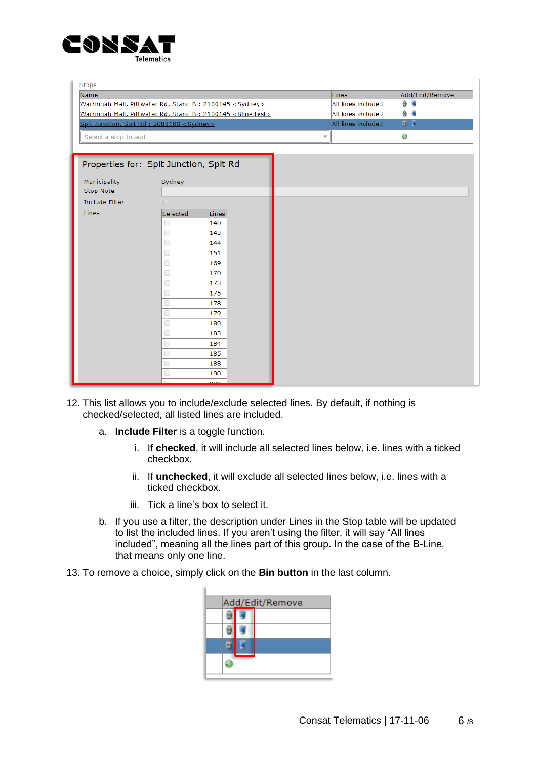12. This list allows you to include/exclude selected lines. By default, if nothing is checked/selected, all listed lines are included.

    a. **Include Filter** is a toggle function.

        i. If **checked**, it will include all selected lines below, i.e. lines with a ticked checkbox.

        ii. If **unchecked**, it will exclude all selected lines below, i.e. lines with a ticked checkbox.

        iii. Tick a line's box to select it.

    b. If you use a filter, the description under Lines in the Stop table will be updated to list the included lines. If you aren't using the filter, it will say "All lines included", meaning all the lines part of this group. In the case of the B-Line, that means only one line.

13. To remove a choice, simply click on the **Bin button** in the last column.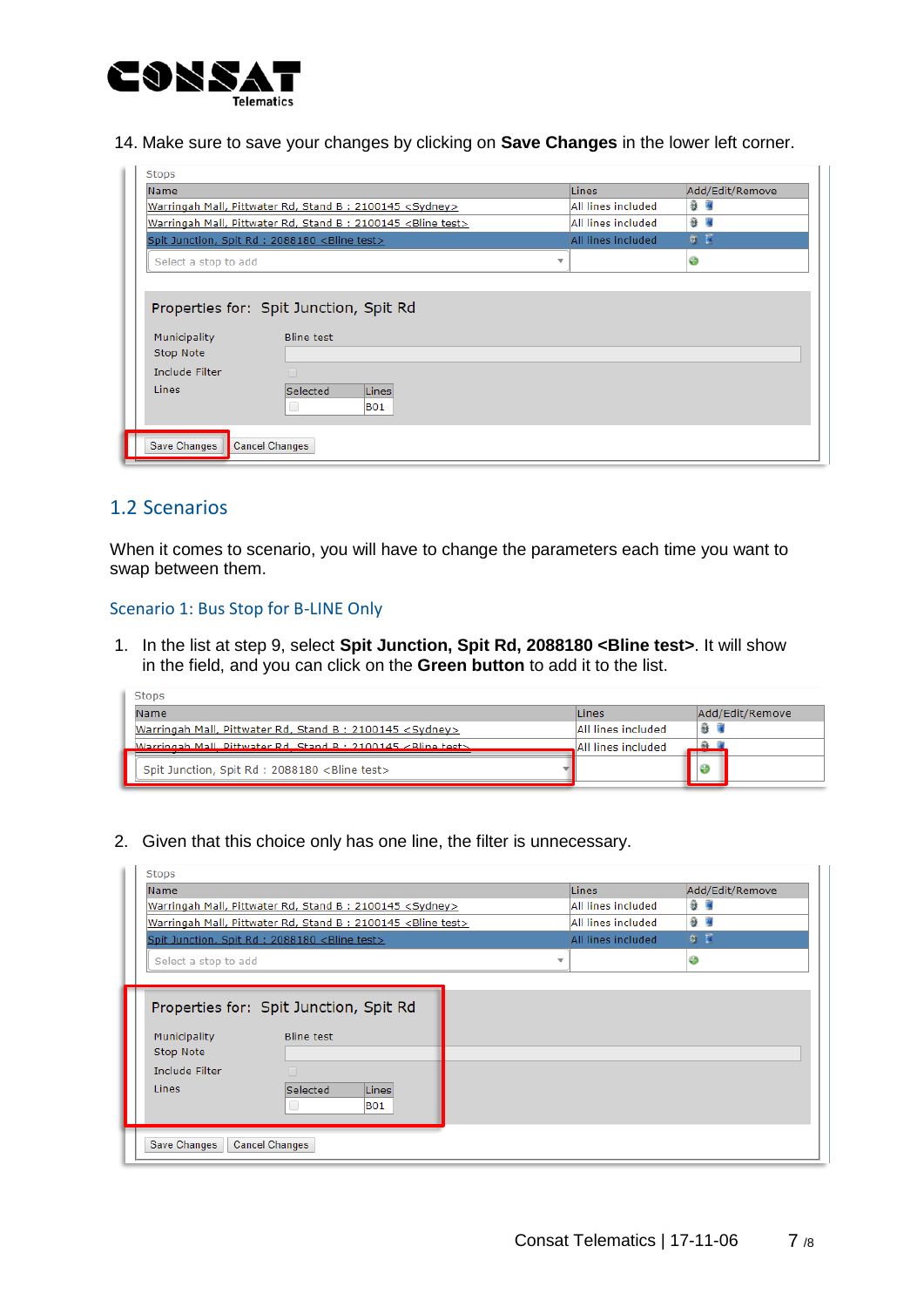14. Make sure to save your changes by clicking on **Save Changes** in the lower left corner.

## 1.2 Scenarios

When it comes to scenario, you will have to change the parameters each time you want to swap between them.

### Scenario 1: Bus Stop for B-LINE Only

1. In the list at step 9, select **Spit Junction, Spit Rd, 2088180 <Bline test>**. It will show in the field, and you can click on the **Green button** to add it to the list.

2. Given that this choice only has one line, the filter is unnecessary.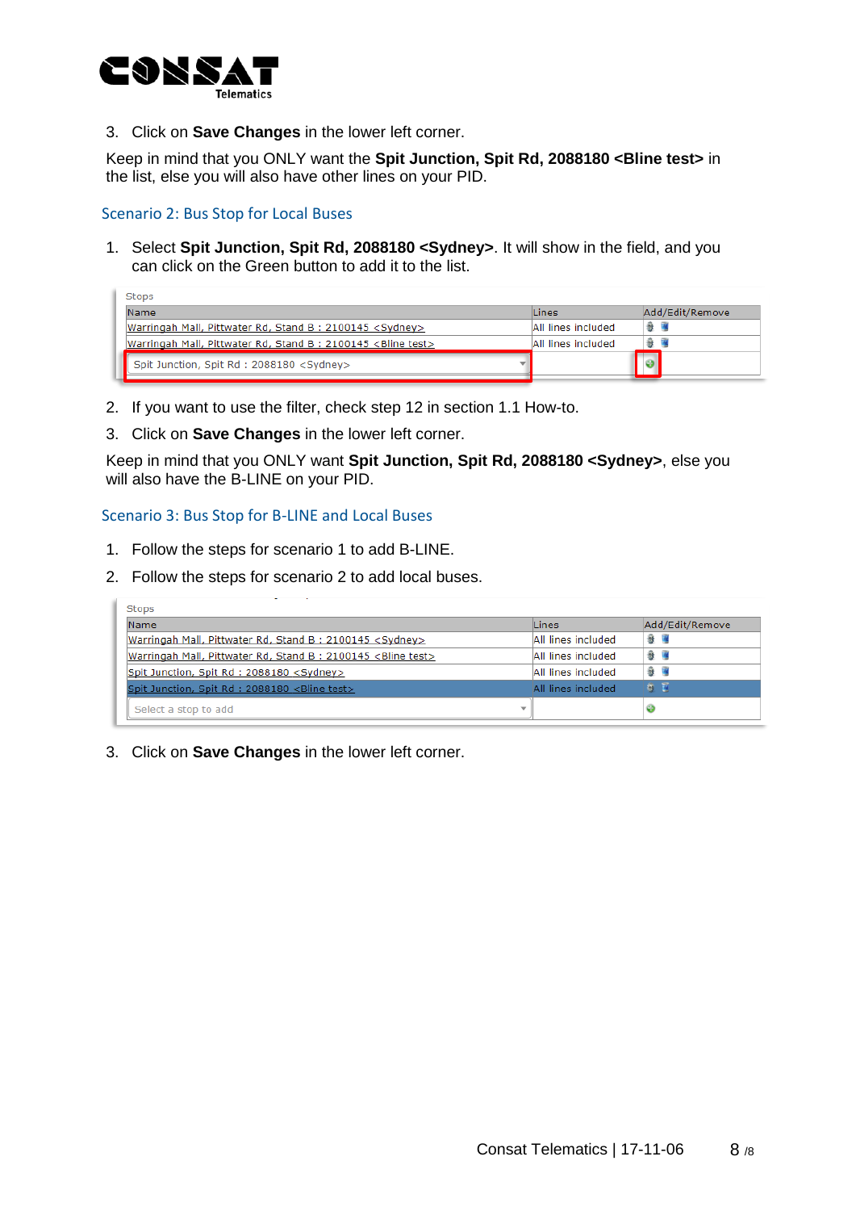3. Click on **Save Changes** in the lower left corner.

Keep in mind that you ONLY want the **Spit Junction, Spit Rd, 2088180 <Bline test>** in the list, else you will also have other lines on your PID.

## Scenario 2: Bus Stop for Local Buses

1. Select **Spit Junction, Spit Rd, 2088180 <Sydney>**. It will show in the field, and you can click on the Green button to add it to the list.

Stops

| Name | Lines | Add/Edit/Remove |
|---|---|---|
| Warringah Mall, Pittwater Rd, Stand B : 2100145 <Sydney> | All lines included | |
| Warringah Mall, Pittwater Rd, Stand B : 2100145 <Bline test> | All lines included | |
| Spit Junction, Spit Rd : 2088180 <Sydney> | | |

2. If you want to use the filter, check step 12 in section 1.1 How-to.
3. Click on **Save Changes** in the lower left corner.

Keep in mind that you ONLY want **Spit Junction, Spit Rd, 2088180 <Sydney>**, else you will also have the B-LINE on your PID.

## Scenario 3: Bus Stop for B-LINE and Local Buses

1. Follow the steps for scenario 1 to add B-LINE.
2. Follow the steps for scenario 2 to add local buses.

Stops

| Name | Lines | Add/Edit/Remove |
|---|---|---|
| Warringah Mall, Pittwater Rd, Stand B : 2100145 <Sydney> | All lines included | |
| Warringah Mall, Pittwater Rd, Stand B : 2100145 <Bline test> | All lines included | |
| Spit Junction, Spit Rd : 2088180 <Sydney> | All lines included | |
| Spit Junction, Spit Rd : 2088180 <Bline test> | All lines included | |
| Select a stop to add | | |

3. Click on **Save Changes** in the lower left corner.